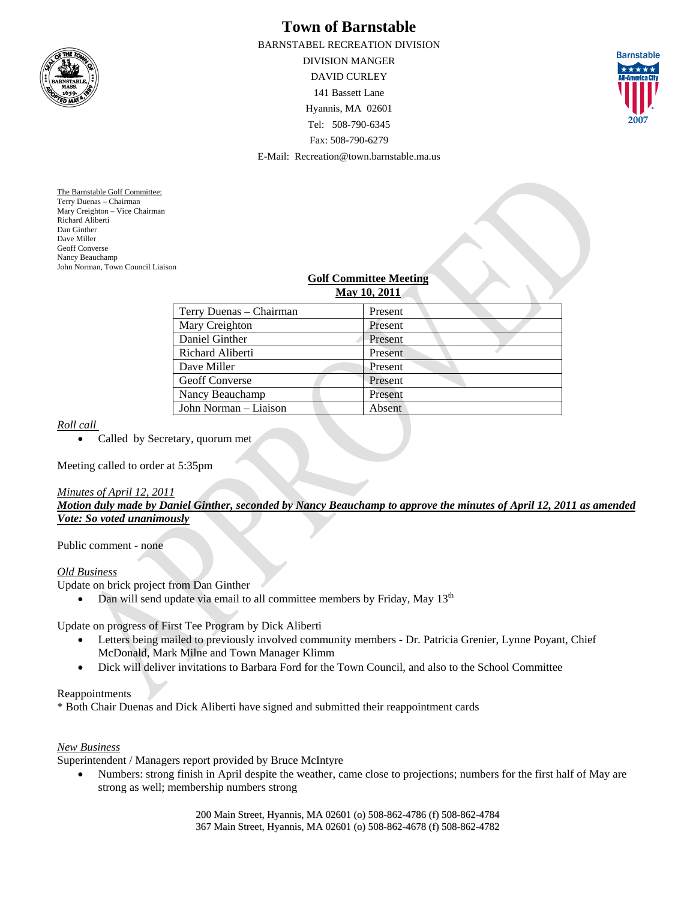# Town of Barnstable

BARNSTABEL RECREATION DIVISION

DIVISION MANGER

DAVID CURLEY

141 Bassett Lane

Hyannis, MA 02601

Tel: 508-790-6345

Fax: 508-790-6279

E-Mail: Recreation@town.barnstable.ma.us

The Barnstable Golf Committee:
Terry Duenas – Chairman
Mary Creighton – Vice Chairman
Richard Aliberti
Dan Ginther
Dave Miller
Geoff Converse
Nancy Beauchamp
John Norman, Town Council Liaison

## Golf Committee Meeting
## May 10, 2011

| | |
|---|---|
| Terry Duenas – Chairman | Present |
| Mary Creighton | Present |
| Daniel Ginther | Present |
| Richard Aliberti | Present |
| Dave Miller | Present |
| Geoff Converse | Present |
| Nancy Beauchamp | Present |
| John Norman – Liaison | Absent |

*Roll call*

- Called by Secretary, quorum met

Meeting called to order at 5:35pm

*Minutes of April 12, 2011*

***Motion duly made by Daniel Ginther, seconded by Nancy Beauchamp to approve the minutes of April 12, 2011 as amended***
***Vote: So voted unanimously***

Public comment - none

*Old Business*

Update on brick project from Dan Ginther

- Dan will send update via email to all committee members by Friday, May 13th

Update on progress of First Tee Program by Dick Aliberti

- Letters being mailed to previously involved community members - Dr. Patricia Grenier, Lynne Poyant, Chief McDonald, Mark Milne and Town Manager Klimm
- Dick will deliver invitations to Barbara Ford for the Town Council, and also to the School Committee

Reappointments

* Both Chair Duenas and Dick Aliberti have signed and submitted their reappointment cards

*New Business*

Superintendent / Managers report provided by Bruce McIntyre

- Numbers: strong finish in April despite the weather, came close to projections; numbers for the first half of May are strong as well; membership numbers strong

200 Main Street, Hyannis, MA 02601 (o) 508-862-4786 (f) 508-862-4784
367 Main Street, Hyannis, MA 02601 (o) 508-862-4678 (f) 508-862-4782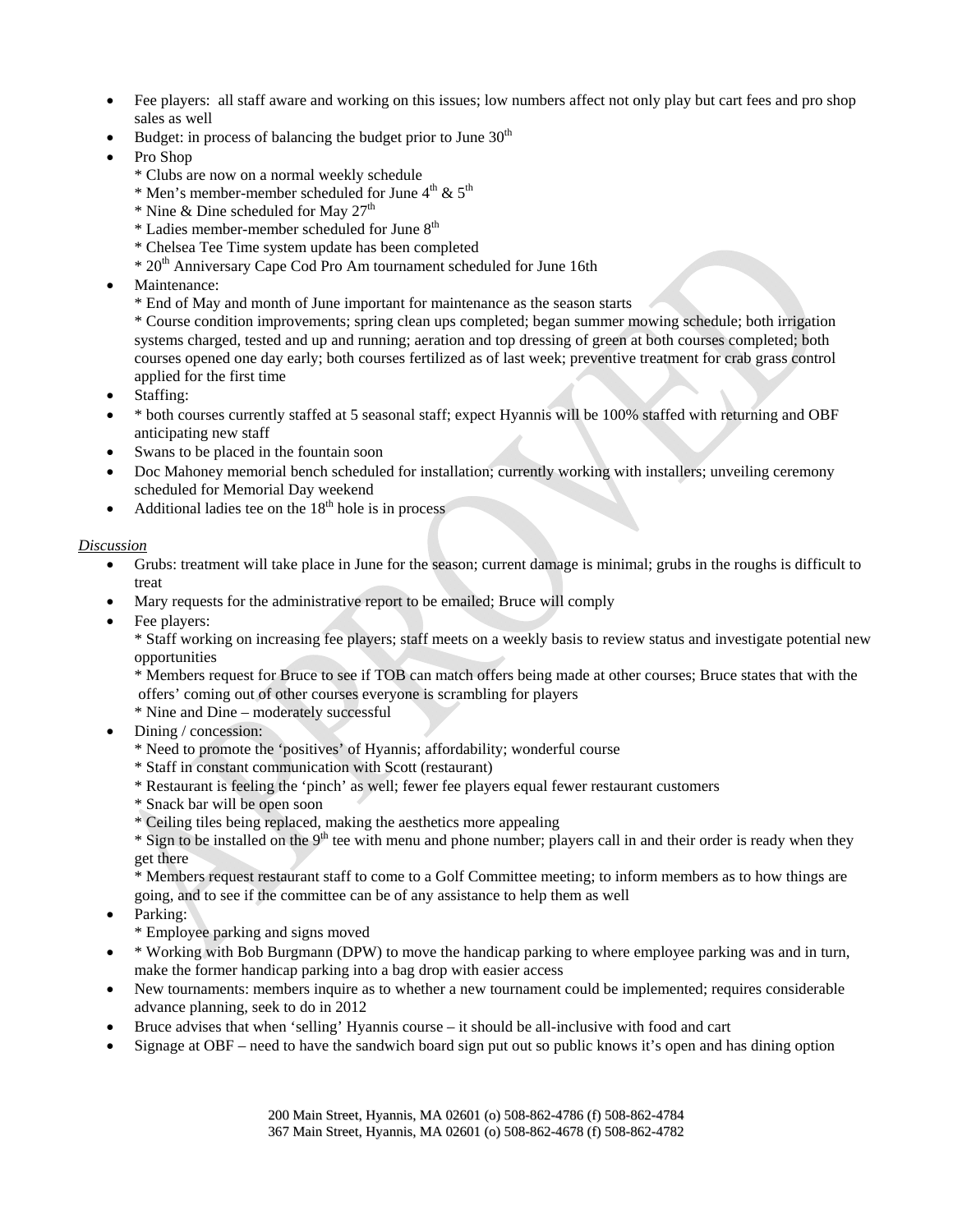- Fee players: all staff aware and working on this issues; low numbers affect not only play but cart fees and pro shop sales as well
- Budget: in process of balancing the budget prior to June 30th
- Pro Shop
  * Clubs are now on a normal weekly schedule
  * Men's member-member scheduled for June 4th & 5th
  * Nine & Dine scheduled for May 27th
  * Ladies member-member scheduled for June 8th
  * Chelsea Tee Time system update has been completed
  * 20th Anniversary Cape Cod Pro Am tournament scheduled for June 16th
- Maintenance:
  * End of May and month of June important for maintenance as the season starts
  * Course condition improvements; spring clean ups completed; began summer mowing schedule; both irrigation systems charged, tested and up and running; aeration and top dressing of green at both courses completed; both courses opened one day early; both courses fertilized as of last week; preventive treatment for crab grass control applied for the first time
- Staffing:
- * both courses currently staffed at 5 seasonal staff; expect Hyannis will be 100% staffed with returning and OBF anticipating new staff
- Swans to be placed in the fountain soon
- Doc Mahoney memorial bench scheduled for installation; currently working with installers; unveiling ceremony scheduled for Memorial Day weekend
- Additional ladies tee on the 18th hole is in process

*Discussion*

- Grubs: treatment will take place in June for the season; current damage is minimal; grubs in the roughs is difficult to treat
- Mary requests for the administrative report to be emailed; Bruce will comply
- Fee players:
  * Staff working on increasing fee players; staff meets on a weekly basis to review status and investigate potential new opportunities
  * Members request for Bruce to see if TOB can match offers being made at other courses; Bruce states that with the offers' coming out of other courses everyone is scrambling for players
  * Nine and Dine – moderately successful
- Dining / concession:
  * Need to promote the 'positives' of Hyannis; affordability; wonderful course
  * Staff in constant communication with Scott (restaurant)
  * Restaurant is feeling the 'pinch' as well; fewer fee players equal fewer restaurant customers
  * Snack bar will be open soon
  * Ceiling tiles being replaced, making the aesthetics more appealing
  * Sign to be installed on the 9th tee with menu and phone number; players call in and their order is ready when they get there
  * Members request restaurant staff to come to a Golf Committee meeting; to inform members as to how things are going, and to see if the committee can be of any assistance to help them as well
- Parking:
  * Employee parking and signs moved
- * Working with Bob Burgmann (DPW) to move the handicap parking to where employee parking was and in turn, make the former handicap parking into a bag drop with easier access
- New tournaments: members inquire as to whether a new tournament could be implemented; requires considerable advance planning, seek to do in 2012
- Bruce advises that when 'selling' Hyannis course – it should be all-inclusive with food and cart
- Signage at OBF – need to have the sandwich board sign put out so public knows it's open and has dining option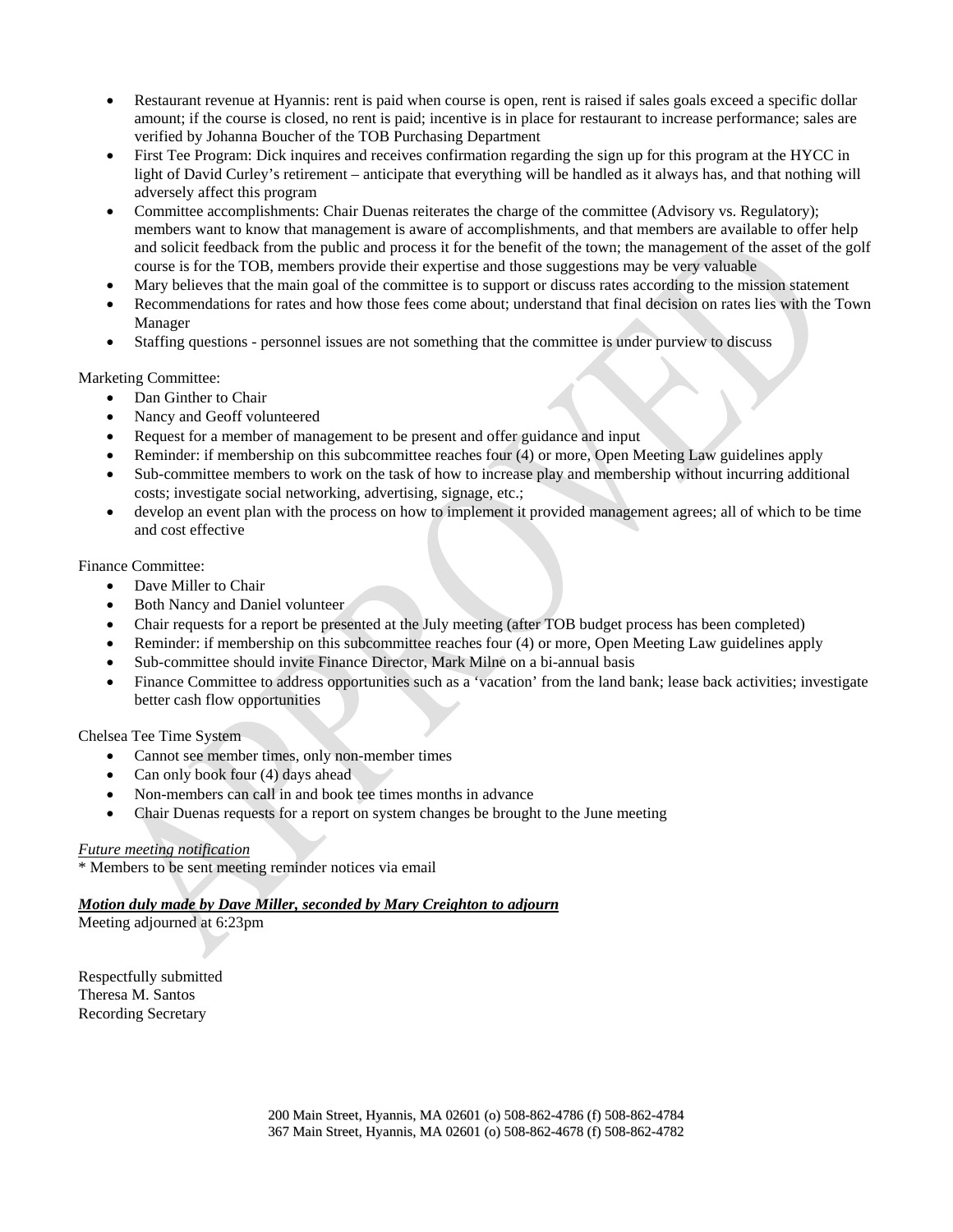- Restaurant revenue at Hyannis: rent is paid when course is open, rent is raised if sales goals exceed a specific dollar amount; if the course is closed, no rent is paid; incentive is in place for restaurant to increase performance; sales are verified by Johanna Boucher of the TOB Purchasing Department
- First Tee Program: Dick inquires and receives confirmation regarding the sign up for this program at the HYCC in light of David Curley's retirement – anticipate that everything will be handled as it always has, and that nothing will adversely affect this program
- Committee accomplishments: Chair Duenas reiterates the charge of the committee (Advisory vs. Regulatory); members want to know that management is aware of accomplishments, and that members are available to offer help and solicit feedback from the public and process it for the benefit of the town; the management of the asset of the golf course is for the TOB, members provide their expertise and those suggestions may be very valuable
- Mary believes that the main goal of the committee is to support or discuss rates according to the mission statement
- Recommendations for rates and how those fees come about; understand that final decision on rates lies with the Town Manager
- Staffing questions - personnel issues are not something that the committee is under purview to discuss

Marketing Committee:

- Dan Ginther to Chair
- Nancy and Geoff volunteered
- Request for a member of management to be present and offer guidance and input
- Reminder: if membership on this subcommittee reaches four (4) or more, Open Meeting Law guidelines apply
- Sub-committee members to work on the task of how to increase play and membership without incurring additional costs; investigate social networking, advertising, signage, etc.;
- develop an event plan with the process on how to implement it provided management agrees; all of which to be time and cost effective

Finance Committee:

- Dave Miller to Chair
- Both Nancy and Daniel volunteer
- Chair requests for a report be presented at the July meeting (after TOB budget process has been completed)
- Reminder: if membership on this subcommittee reaches four (4) or more, Open Meeting Law guidelines apply
- Sub-committee should invite Finance Director, Mark Milne on a bi-annual basis
- Finance Committee to address opportunities such as a 'vacation' from the land bank; lease back activities; investigate better cash flow opportunities

Chelsea Tee Time System

- Cannot see member times, only non-member times
- Can only book four (4) days ahead
- Non-members can call in and book tee times months in advance
- Chair Duenas requests for a report on system changes be brought to the June meeting

*Future meeting notification*

* Members to be sent meeting reminder notices via email

***Motion duly made by Dave Miller, seconded by Mary Creighton to adjourn***

Meeting adjourned at 6:23pm

Respectfully submitted
Theresa M. Santos
Recording Secretary

200 Main Street, Hyannis, MA 02601 (o) 508-862-4786 (f) 508-862-4784
367 Main Street, Hyannis, MA 02601 (o) 508-862-4678 (f) 508-862-4782